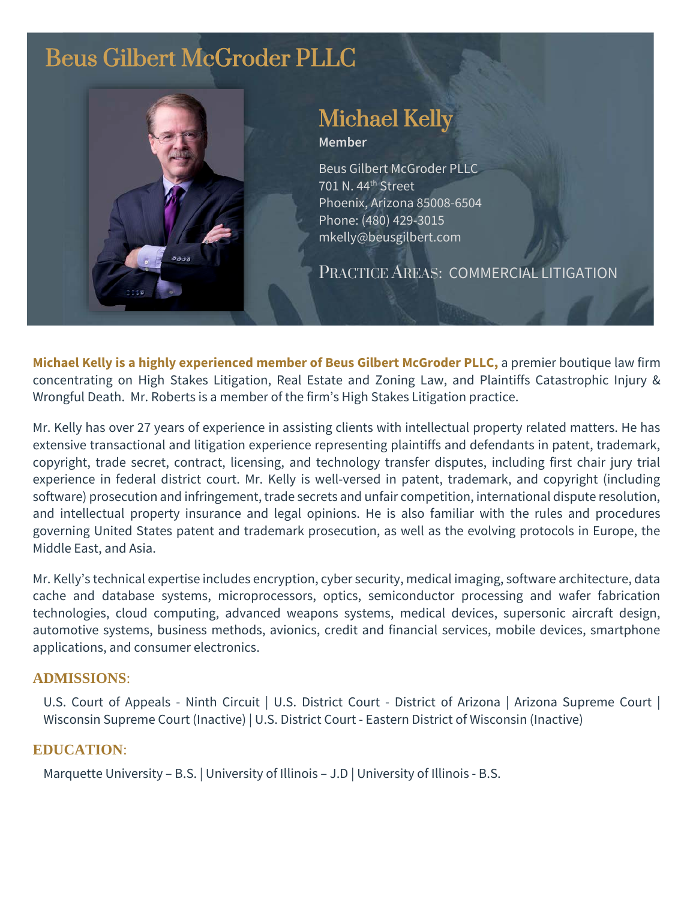# Beus Gilbert McGroder PLLC

## Michael Kelly

**Member**

Beus Gilbert McGroder PLLC
701 N. 44th Street
Phoenix, Arizona 85008-6504
Phone: (480) 429-3015
mkelly@beusgilbert.com

PRACTICE AREAS: COMMERCIAL LITIGATION

**Michael Kelly is a highly experienced member of Beus Gilbert McGroder PLLC,** a premier boutique law firm concentrating on High Stakes Litigation, Real Estate and Zoning Law, and Plaintiffs Catastrophic Injury & Wrongful Death. Mr. Roberts is a member of the firm's High Stakes Litigation practice.

Mr. Kelly has over 27 years of experience in assisting clients with intellectual property related matters. He has extensive transactional and litigation experience representing plaintiffs and defendants in patent, trademark, copyright, trade secret, contract, licensing, and technology transfer disputes, including first chair jury trial experience in federal district court. Mr. Kelly is well-versed in patent, trademark, and copyright (including software) prosecution and infringement, trade secrets and unfair competition, international dispute resolution, and intellectual property insurance and legal opinions. He is also familiar with the rules and procedures governing United States patent and trademark prosecution, as well as the evolving protocols in Europe, the Middle East, and Asia.

Mr. Kelly's technical expertise includes encryption, cyber security, medical imaging, software architecture, data cache and database systems, microprocessors, optics, semiconductor processing and wafer fabrication technologies, cloud computing, advanced weapons systems, medical devices, supersonic aircraft design, automotive systems, business methods, avionics, credit and financial services, mobile devices, smartphone applications, and consumer electronics.

### ADMISSIONS:

U.S. Court of Appeals - Ninth Circuit | U.S. District Court - District of Arizona | Arizona Supreme Court | Wisconsin Supreme Court (Inactive) | U.S. District Court - Eastern District of Wisconsin (Inactive)

### EDUCATION:

Marquette University – B.S. | University of Illinois – J.D | University of Illinois - B.S.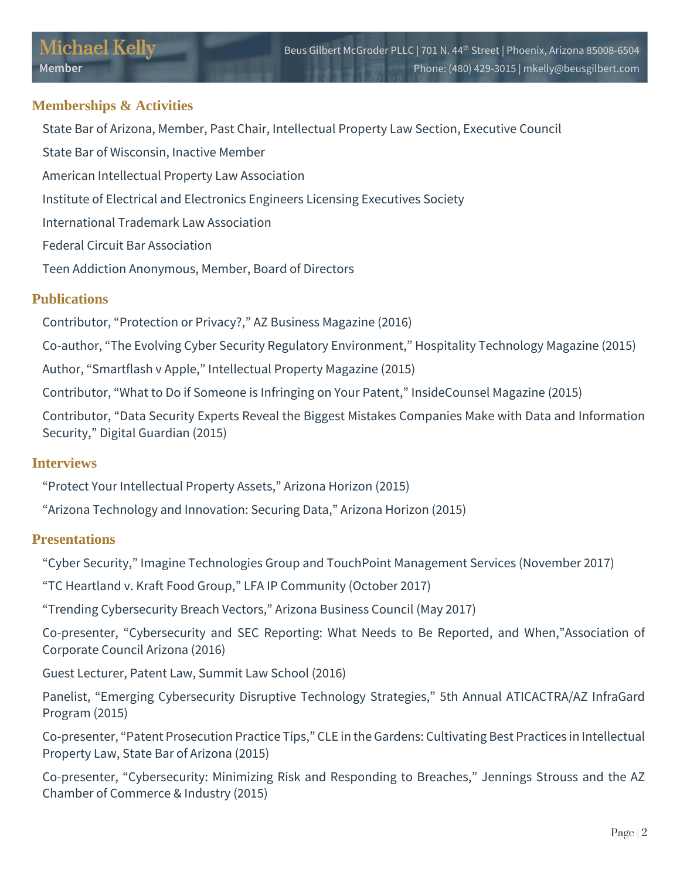## Memberships & Activities

State Bar of Arizona, Member, Past Chair, Intellectual Property Law Section, Executive Council

State Bar of Wisconsin, Inactive Member

American Intellectual Property Law Association

Institute of Electrical and Electronics Engineers Licensing Executives Society

International Trademark Law Association

Federal Circuit Bar Association

Teen Addiction Anonymous, Member, Board of Directors

## Publications

Contributor, "Protection or Privacy?," AZ Business Magazine (2016)

Co-author, "The Evolving Cyber Security Regulatory Environment," Hospitality Technology Magazine (2015)

Author, "Smartflash v Apple," Intellectual Property Magazine (2015)

Contributor, "What to Do if Someone is Infringing on Your Patent," InsideCounsel Magazine (2015)

Contributor, "Data Security Experts Reveal the Biggest Mistakes Companies Make with Data and Information Security," Digital Guardian (2015)

## Interviews

"Protect Your Intellectual Property Assets," Arizona Horizon (2015)

"Arizona Technology and Innovation: Securing Data," Arizona Horizon (2015)

## Presentations

"Cyber Security," Imagine Technologies Group and TouchPoint Management Services (November 2017)

"TC Heartland v. Kraft Food Group," LFA IP Community (October 2017)

"Trending Cybersecurity Breach Vectors," Arizona Business Council (May 2017)

Co-presenter, "Cybersecurity and SEC Reporting: What Needs to Be Reported, and When,"Association of Corporate Council Arizona (2016)

Guest Lecturer, Patent Law, Summit Law School (2016)

Panelist, "Emerging Cybersecurity Disruptive Technology Strategies," 5th Annual ATICACTRA/AZ InfraGard Program (2015)

Co-presenter, "Patent Prosecution Practice Tips," CLE in the Gardens: Cultivating Best Practices in Intellectual Property Law, State Bar of Arizona (2015)

Co-presenter, "Cybersecurity: Minimizing Risk and Responding to Breaches," Jennings Strouss and the AZ Chamber of Commerce & Industry (2015)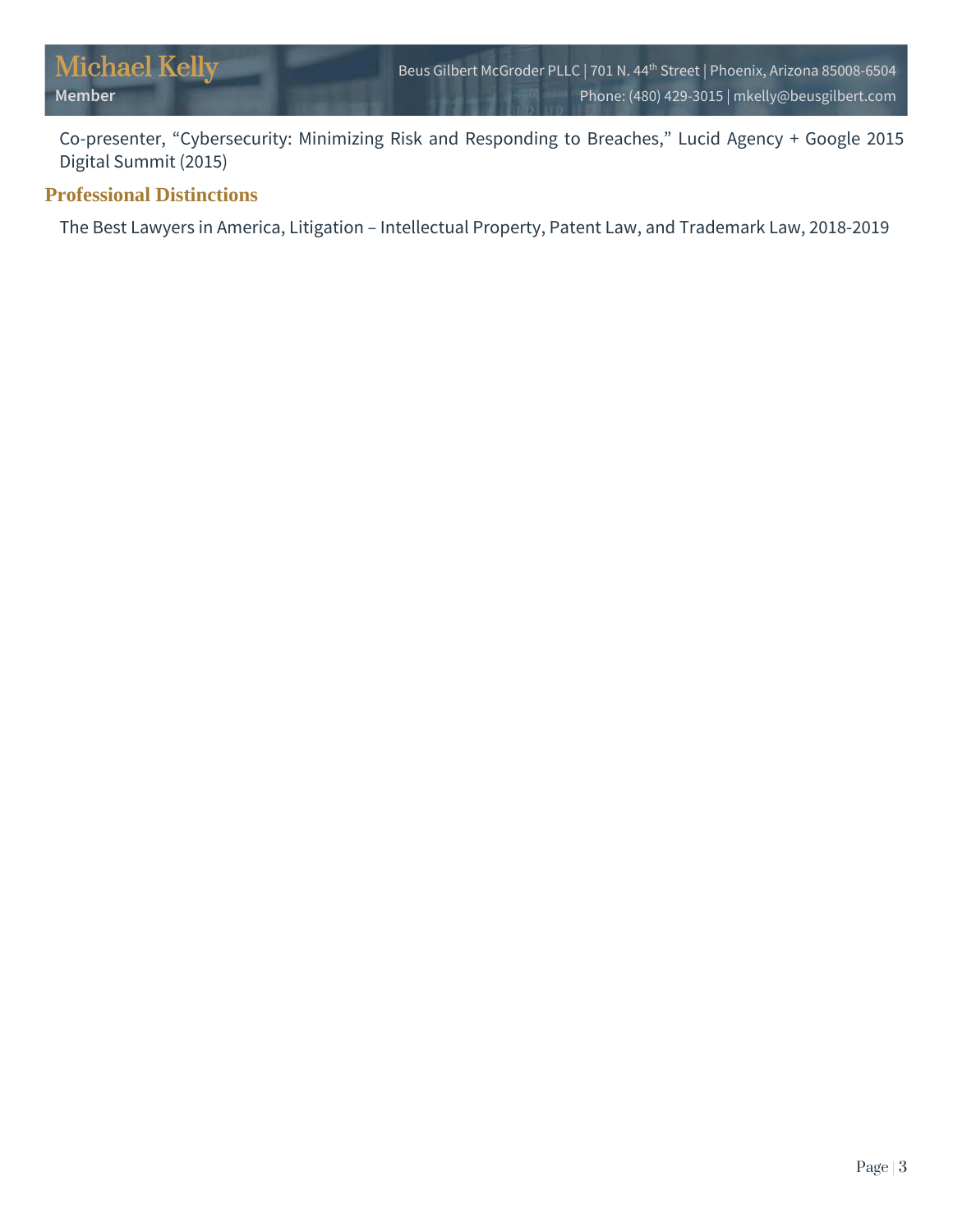Co-presenter, “Cybersecurity: Minimizing Risk and Responding to Breaches,” Lucid Agency + Google 2015 Digital Summit (2015)

## Professional Distinctions

The Best Lawyers in America, Litigation – Intellectual Property, Patent Law, and Trademark Law, 2018-2019